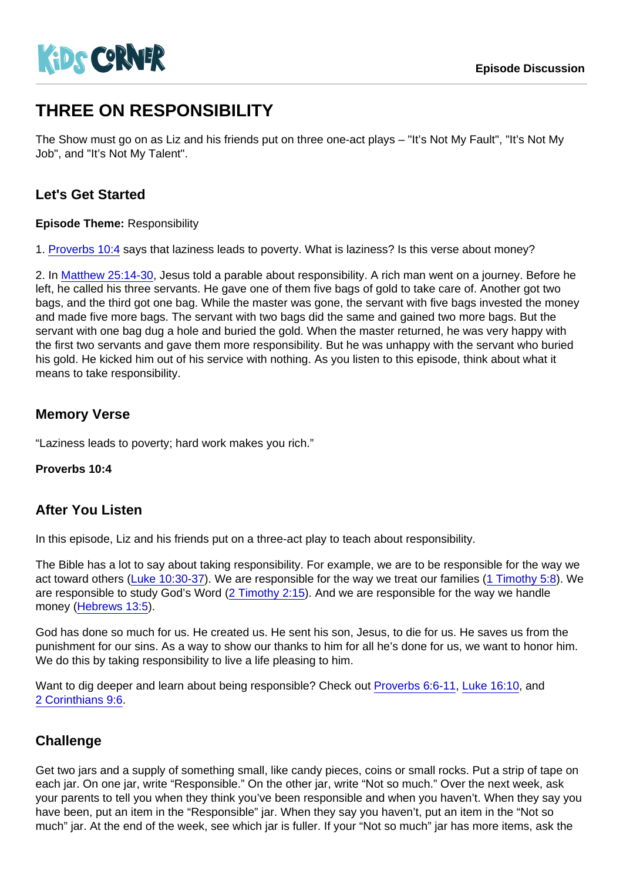# THREE ON RESPONSIBILITY

The Show must go on as Liz and his friends put on three one-act plays – "It's Not My Fault", "It's Not My Job", and "It's Not My Talent".

## Let's Get Started

**Episode Theme:** Responsibility

1. Proverbs 10:4 says that laziness leads to poverty. What is laziness? Is this verse about money?

2. In Matthew 25:14-30, Jesus told a parable about responsibility. A rich man went on a journey. Before he left, he called his three servants. He gave one of them five bags of gold to take care of. Another got two bags, and the third got one bag. While the master was gone, the servant with five bags invested the money and made five more bags. The servant with two bags did the same and gained two more bags. But the servant with one bag dug a hole and buried the gold. When the master returned, he was very happy with the first two servants and gave them more responsibility. But he was unhappy with the servant who buried his gold. He kicked him out of his service with nothing. As you listen to this episode, think about what it means to take responsibility.

## Memory Verse

"Laziness leads to poverty; hard work makes you rich."

**Proverbs 10:4**

## After You Listen

In this episode, Liz and his friends put on a three-act play to teach about responsibility.

The Bible has a lot to say about taking responsibility. For example, we are to be responsible for the way we act toward others (Luke 10:30-37). We are responsible for the way we treat our families (1 Timothy 5:8). We are responsible to study God's Word (2 Timothy 2:15). And we are responsible for the way we handle money (Hebrews 13:5).

God has done so much for us. He created us. He sent his son, Jesus, to die for us. He saves us from the punishment for our sins. As a way to show our thanks to him for all he's done for us, we want to honor him. We do this by taking responsibility to live a life pleasing to him.

Want to dig deeper and learn about being responsible? Check out Proverbs 6:6-11, Luke 16:10, and 2 Corinthians 9:6.

## Challenge

Get two jars and a supply of something small, like candy pieces, coins or small rocks. Put a strip of tape on each jar. On one jar, write "Responsible." On the other jar, write "Not so much." Over the next week, ask your parents to tell you when they think you've been responsible and when you haven't. When they say you have been, put an item in the "Responsible" jar. When they say you haven't, put an item in the "Not so much" jar. At the end of the week, see which jar is fuller. If your "Not so much" jar has more items, ask the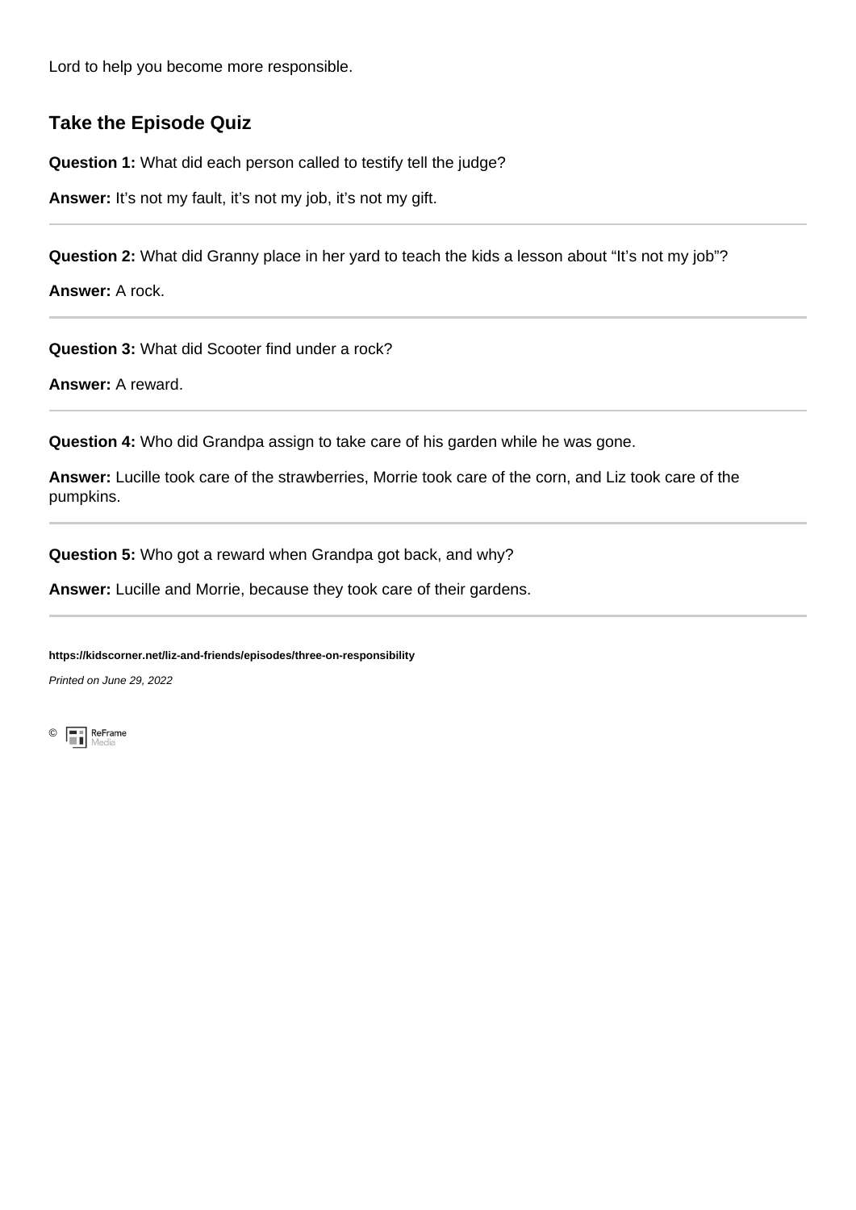Lord to help you become more responsible.

## Take the Episode Quiz

**Question 1:** What did each person called to testify tell the judge?

**Answer:** It's not my fault, it's not my job, it's not my gift.

---

**Question 2:** What did Granny place in her yard to teach the kids a lesson about "It's not my job"?

**Answer:** A rock.

---

**Question 3:** What did Scooter find under a rock?

**Answer:** A reward.

---

**Question 4:** Who did Grandpa assign to take care of his garden while he was gone.

**Answer:** Lucille took care of the strawberries, Morrie took care of the corn, and Liz took care of the pumpkins.

---

**Question 5:** Who got a reward when Grandpa got back, and why?

**Answer:** Lucille and Morrie, because they took care of their gardens.

---

**https://kidscorner.net/liz-and-friends/episodes/three-on-responsibility**

*Printed on June 29, 2022*

© ReFrame Media